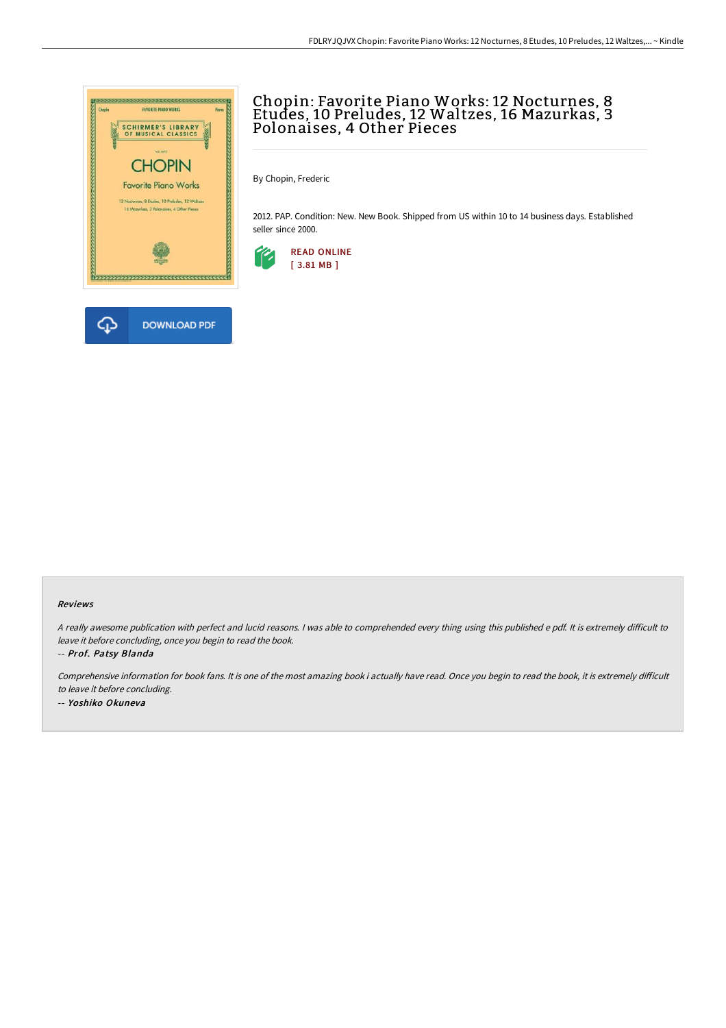# Chopin: Favorite Piano Works: 12 Nocturnes, 8 Etudes, 10 Preludes, 12 Waltzes, 16 Mazurkas, 3 Polonaises, 4 Other Pieces

By Chopin, Frederic

2012. PAP. Condition: New. New Book. Shipped from US within 10 to 14 business days. Established seller since 2000.

READ ONLINE
[ 3.81 MB ]

DOWNLOAD PDF

### Reviews

*A really awesome publication with perfect and lucid reasons. I was able to comprehended every thing using this published e pdf. It is extremely difficult to leave it before concluding, once you begin to read the book.*

*-- Prof. Patsy Blanda*

*Comprehensive information for book fans. It is one of the most amazing book i actually have read. Once you begin to read the book, it is extremely difficult to leave it before concluding.*

*-- Yoshiko Okuneva*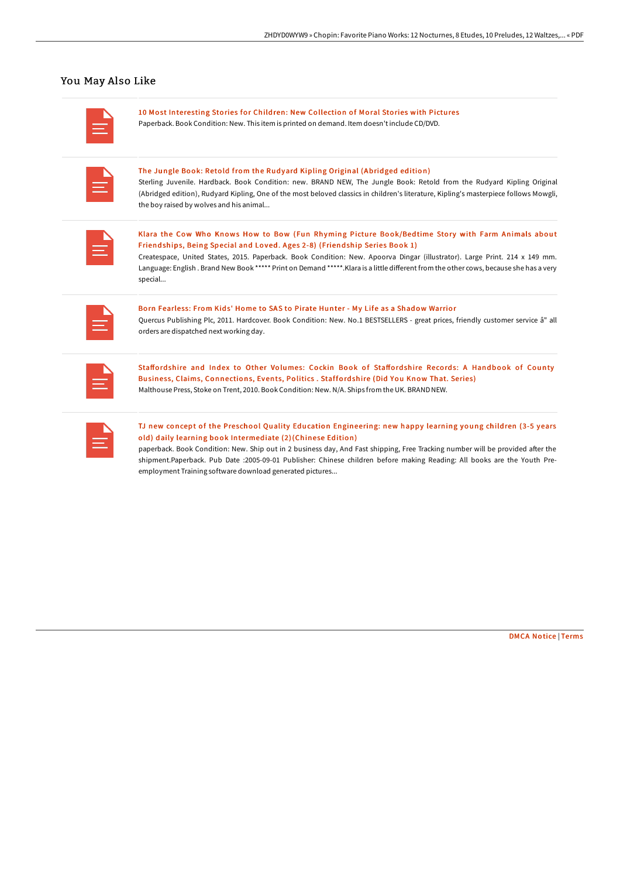## You May Also Like

**10 Most Interesting Stories for Children: New Collection of Moral Stories with Pictures**
Paperback. Book Condition: New. This item is printed on demand. Item doesn't include CD/DVD.

**The Jungle Book: Retold from the Rudyard Kipling Original (Abridged edition)**
Sterling Juvenile. Hardback. Book Condition: new. BRAND NEW, The Jungle Book: Retold from the Rudyard Kipling Original (Abridged edition), Rudyard Kipling, One of the most beloved classics in children's literature, Kipling's masterpiece follows Mowgli, the boy raised by wolves and his animal...

**Klara the Cow Who Knows How to Bow (Fun Rhyming Picture Book/Bedtime Story with Farm Animals about Friendships, Being Special and Loved. Ages 2-8) (Friendship Series Book 1)**
Createspace, United States, 2015. Paperback. Book Condition: New. Apoorva Dingar (illustrator). Large Print. 214 x 149 mm. Language: English . Brand New Book ***** Print on Demand *****.Klara is a little different from the other cows, because she has a very special...

**Born Fearless: From Kids' Home to SAS to Pirate Hunter - My Life as a Shadow Warrior**
Quercus Publishing Plc, 2011. Hardcover. Book Condition: New. No.1 BESTSELLERS - great prices, friendly customer service â" all orders are dispatched next working day.

**Staffordshire and Index to Other Volumes: Cockin Book of Staffordshire Records: A Handbook of County Business, Claims, Connections, Events, Politics . Staffordshire (Did You Know That. Series)**
Malthouse Press, Stoke on Trent, 2010. Book Condition: New. N/A. Ships from the UK. BRAND NEW.

**TJ new concept of the Preschool Quality Education Engineering: new happy learning young children (3-5 years old) daily learning book Intermediate (2)(Chinese Edition)**
paperback. Book Condition: New. Ship out in 2 business day, And Fast shipping, Free Tracking number will be provided after the shipment.Paperback. Pub Date :2005-09-01 Publisher: Chinese children before making Reading: All books are the Youth Pre-employment Training software download generated pictures...

DMCA Notice | Terms